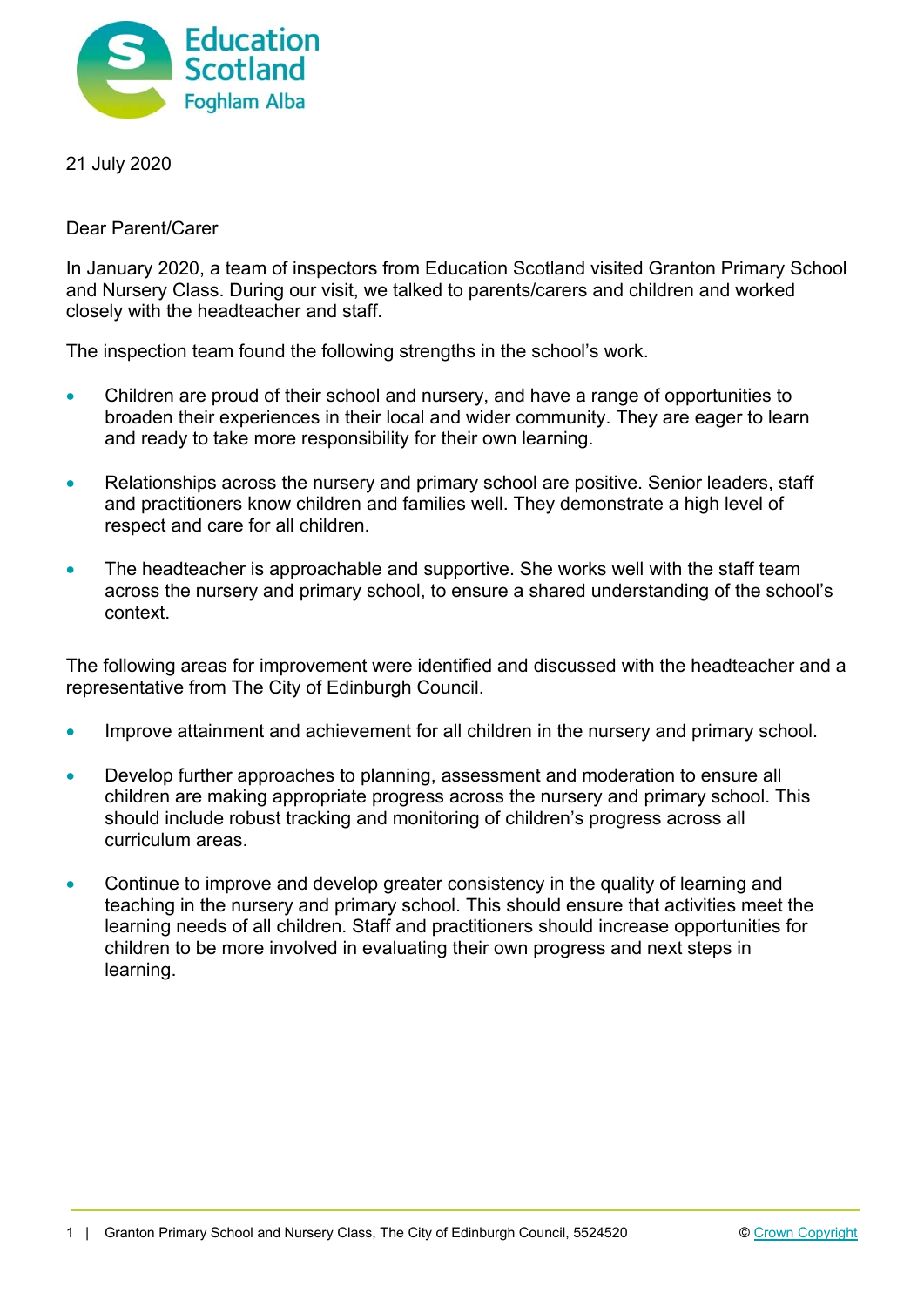Education Scotland
Foghlam Alba

21 July 2020

Dear Parent/Carer

In January 2020, a team of inspectors from Education Scotland visited Granton Primary School and Nursery Class. During our visit, we talked to parents/carers and children and worked closely with the headteacher and staff.

The inspection team found the following strengths in the school's work.

- Children are proud of their school and nursery, and have a range of opportunities to broaden their experiences in their local and wider community. They are eager to learn and ready to take more responsibility for their own learning.
- Relationships across the nursery and primary school are positive. Senior leaders, staff and practitioners know children and families well. They demonstrate a high level of respect and care for all children.
- The headteacher is approachable and supportive. She works well with the staff team across the nursery and primary school, to ensure a shared understanding of the school's context.

The following areas for improvement were identified and discussed with the headteacher and a representative from The City of Edinburgh Council.

- Improve attainment and achievement for all children in the nursery and primary school.
- Develop further approaches to planning, assessment and moderation to ensure all children are making appropriate progress across the nursery and primary school. This should include robust tracking and monitoring of children's progress across all curriculum areas.
- Continue to improve and develop greater consistency in the quality of learning and teaching in the nursery and primary school. This should ensure that activities meet the learning needs of all children. Staff and practitioners should increase opportunities for children to be more involved in evaluating their own progress and next steps in learning.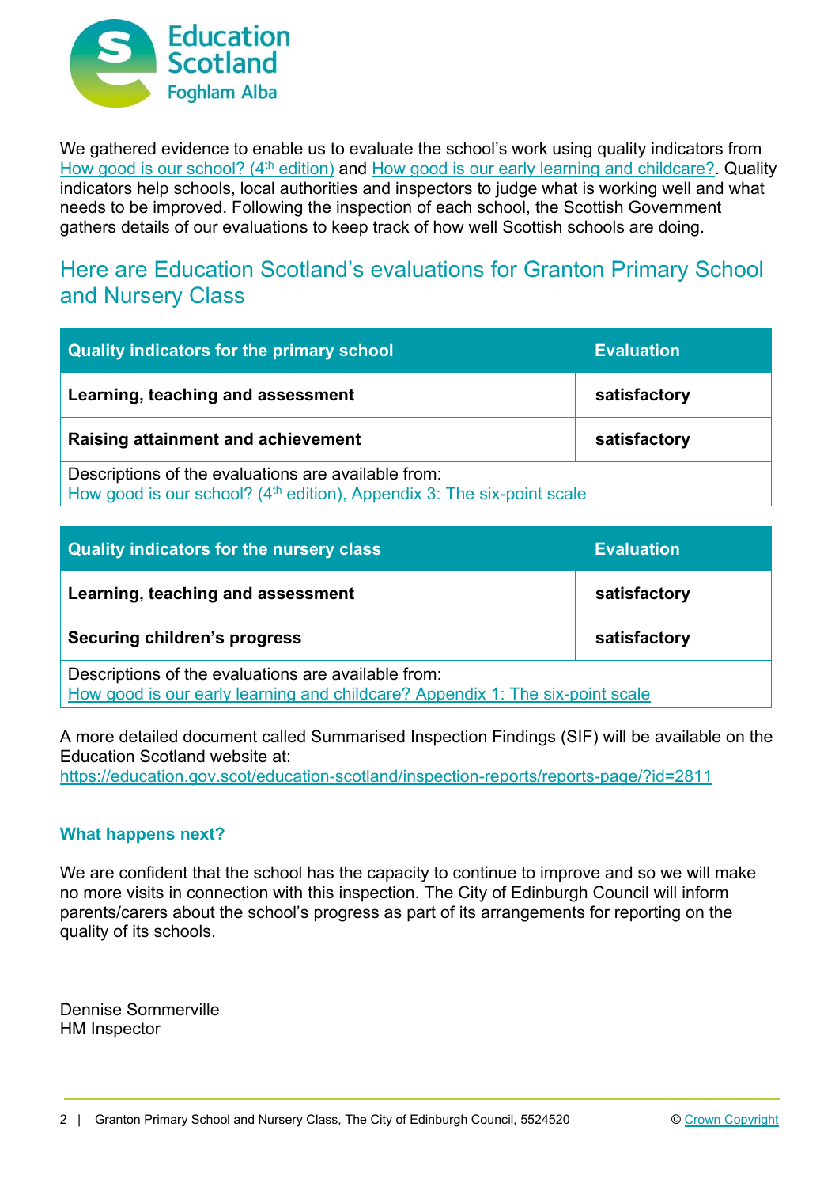We gathered evidence to enable us to evaluate the school's work using quality indicators from How good is our school? (4th edition) and How good is our early learning and childcare?. Quality indicators help schools, local authorities and inspectors to judge what is working well and what needs to be improved. Following the inspection of each school, the Scottish Government gathers details of our evaluations to keep track of how well Scottish schools are doing.

## Here are Education Scotland's evaluations for Granton Primary School and Nursery Class

| Quality indicators for the primary school | Evaluation |
| --- | --- |
| **Learning, teaching and assessment** | **satisfactory** |
| **Raising attainment and achievement** | **satisfactory** |
| Descriptions of the evaluations are available from: How good is our school? (4th edition), Appendix 3: The six-point scale | |

| Quality indicators for the nursery class | Evaluation |
| --- | --- |
| **Learning, teaching and assessment** | **satisfactory** |
| **Securing children's progress** | **satisfactory** |
| Descriptions of the evaluations are available from: How good is our early learning and childcare? Appendix 1: The six-point scale | |

A more detailed document called Summarised Inspection Findings (SIF) will be available on the Education Scotland website at:
https://education.gov.scot/education-scotland/inspection-reports/reports-page/?id=2811

### What happens next?

We are confident that the school has the capacity to continue to improve and so we will make no more visits in connection with this inspection. The City of Edinburgh Council will inform parents/carers about the school's progress as part of its arrangements for reporting on the quality of its schools.

Dennise Sommerville
HM Inspector